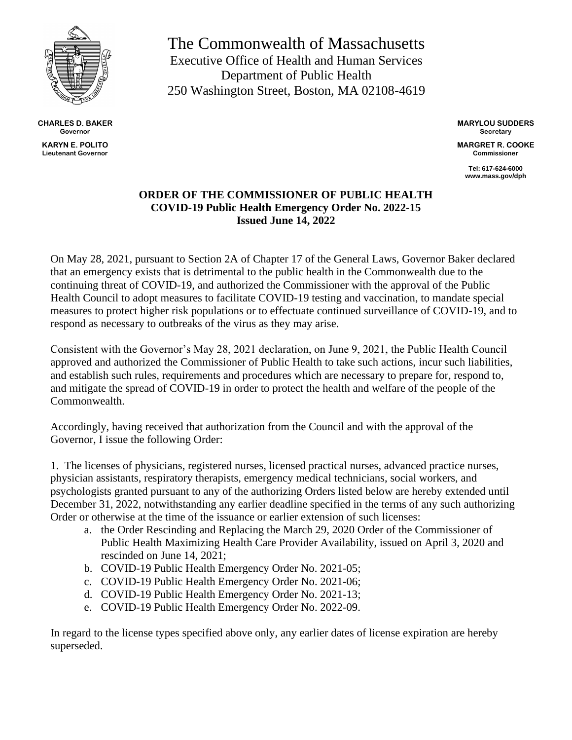# The Commonwealth of Massachusetts

Executive Office of Health and Human Services
Department of Public Health
250 Washington Street, Boston, MA 02108-4619

**CHARLES D. BAKER**
Governor

**KARYN E. POLITO**
Lieutenant Governor

**MARYLOU SUDDERS**
Secretary

**MARGRET R. COOKE**
Commissioner

Tel: 617-624-6000
www.mass.gov/dph

## ORDER OF THE COMMISSIONER OF PUBLIC HEALTH
## COVID-19 Public Health Emergency Order No. 2022-15
## Issued June 14, 2022

On May 28, 2021, pursuant to Section 2A of Chapter 17 of the General Laws, Governor Baker declared that an emergency exists that is detrimental to the public health in the Commonwealth due to the continuing threat of COVID-19, and authorized the Commissioner with the approval of the Public Health Council to adopt measures to facilitate COVID-19 testing and vaccination, to mandate special measures to protect higher risk populations or to effectuate continued surveillance of COVID-19, and to respond as necessary to outbreaks of the virus as they may arise.

Consistent with the Governor's May 28, 2021 declaration, on June 9, 2021, the Public Health Council approved and authorized the Commissioner of Public Health to take such actions, incur such liabilities, and establish such rules, requirements and procedures which are necessary to prepare for, respond to, and mitigate the spread of COVID-19 in order to protect the health and welfare of the people of the Commonwealth.

Accordingly, having received that authorization from the Council and with the approval of the Governor, I issue the following Order:

1. The licenses of physicians, registered nurses, licensed practical nurses, advanced practice nurses, physician assistants, respiratory therapists, emergency medical technicians, social workers, and psychologists granted pursuant to any of the authorizing Orders listed below are hereby extended until December 31, 2022, notwithstanding any earlier deadline specified in the terms of any such authorizing Order or otherwise at the time of the issuance or earlier extension of such licenses:
    a. the Order Rescinding and Replacing the March 29, 2020 Order of the Commissioner of Public Health Maximizing Health Care Provider Availability, issued on April 3, 2020 and rescinded on June 14, 2021;
    b. COVID-19 Public Health Emergency Order No. 2021-05;
    c. COVID-19 Public Health Emergency Order No. 2021-06;
    d. COVID-19 Public Health Emergency Order No. 2021-13;
    e. COVID-19 Public Health Emergency Order No. 2022-09.

In regard to the license types specified above only, any earlier dates of license expiration are hereby superseded.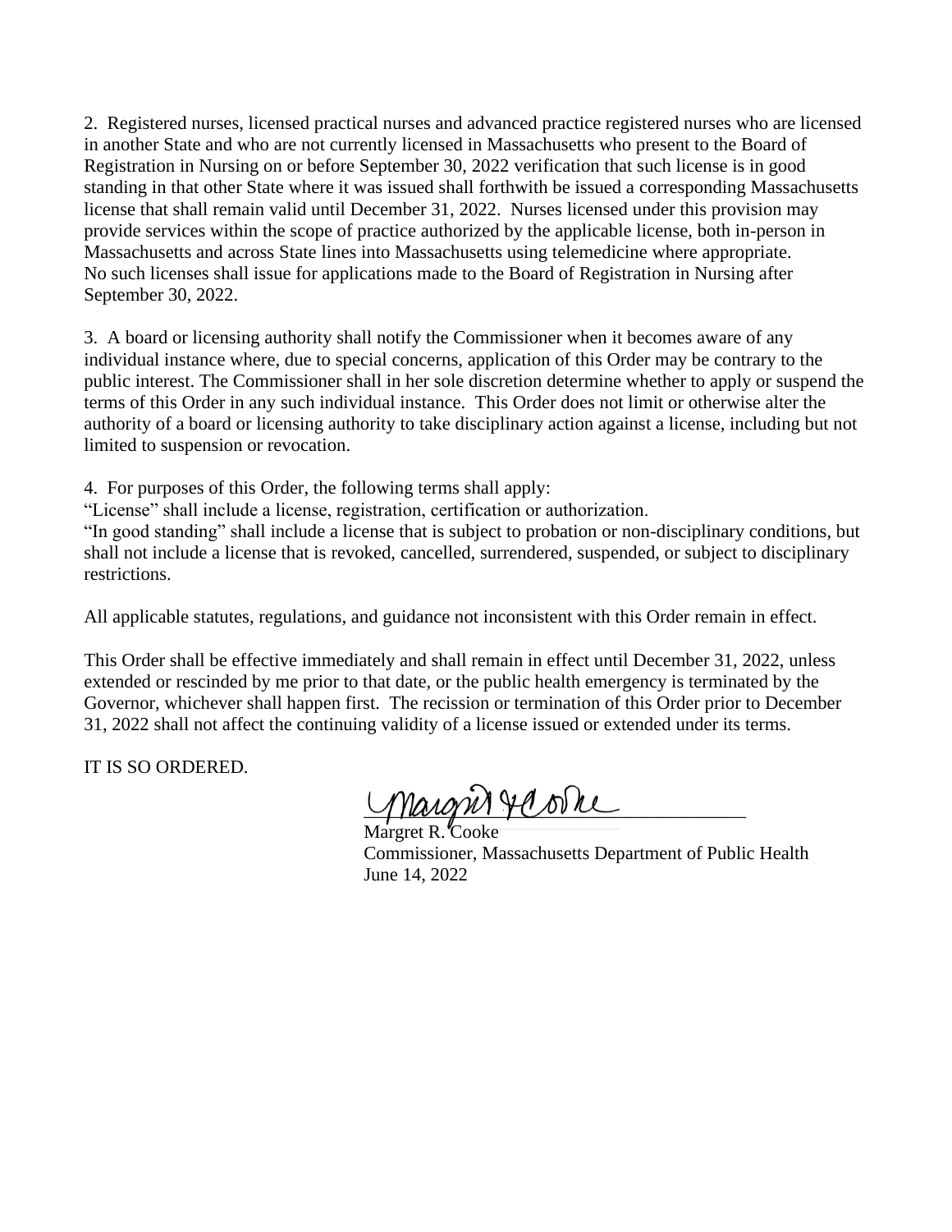2. Registered nurses, licensed practical nurses and advanced practice registered nurses who are licensed in another State and who are not currently licensed in Massachusetts who present to the Board of Registration in Nursing on or before September 30, 2022 verification that such license is in good standing in that other State where it was issued shall forthwith be issued a corresponding Massachusetts license that shall remain valid until December 31, 2022. Nurses licensed under this provision may provide services within the scope of practice authorized by the applicable license, both in-person in Massachusetts and across State lines into Massachusetts using telemedicine where appropriate. No such licenses shall issue for applications made to the Board of Registration in Nursing after September 30, 2022.

3. A board or licensing authority shall notify the Commissioner when it becomes aware of any individual instance where, due to special concerns, application of this Order may be contrary to the public interest. The Commissioner shall in her sole discretion determine whether to apply or suspend the terms of this Order in any such individual instance. This Order does not limit or otherwise alter the authority of a board or licensing authority to take disciplinary action against a license, including but not limited to suspension or revocation.

4. For purposes of this Order, the following terms shall apply:
"License" shall include a license, registration, certification or authorization.
"In good standing" shall include a license that is subject to probation or non-disciplinary conditions, but shall not include a license that is revoked, cancelled, surrendered, suspended, or subject to disciplinary restrictions.

All applicable statutes, regulations, and guidance not inconsistent with this Order remain in effect.

This Order shall be effective immediately and shall remain in effect until December 31, 2022, unless extended or rescinded by me prior to that date, or the public health emergency is terminated by the Governor, whichever shall happen first. The recission or termination of this Order prior to December 31, 2022 shall not affect the continuing validity of a license issued or extended under its terms.

IT IS SO ORDERED.

Margret R. Cooke
Commissioner, Massachusetts Department of Public Health
June 14, 2022